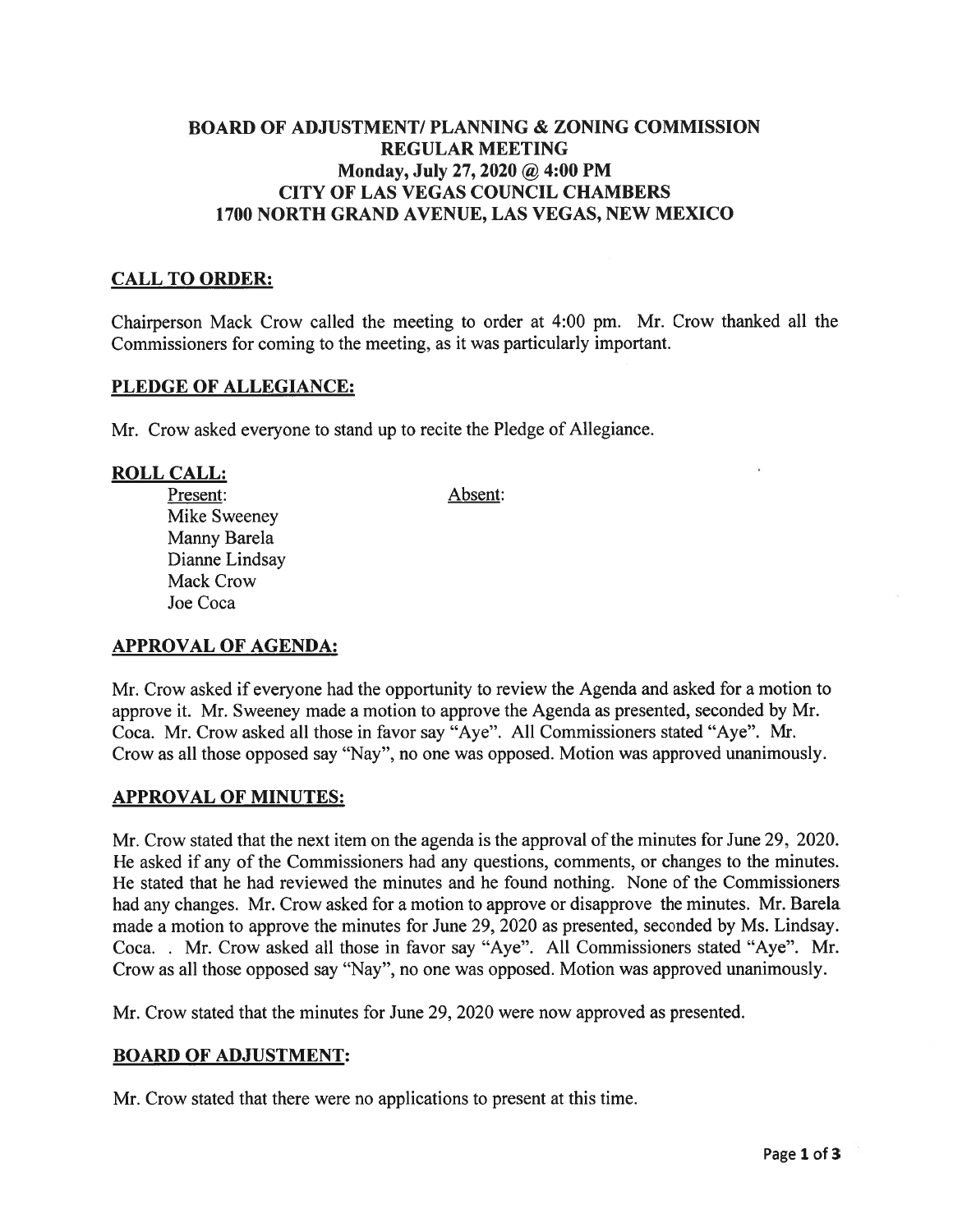# BOARD OF ADJUSTMENT/ PLANNING & ZONING COMMISSION
## REGULAR MEETING
## Monday, July 27, 2020 @ 4:00 PM
## CITY OF LAS VEGAS COUNCIL CHAMBERS
## 1700 NORTH GRAND AVENUE, LAS VEGAS, NEW MEXICO

### CALL TO ORDER:

Chairperson Mack Crow called the meeting to order at 4:00 pm. Mr. Crow thanked all the Commissioners for coming to the meeting, as it was particularly important.

### PLEDGE OF ALLEGIANCE:

Mr. Crow asked everyone to stand up to recite the Pledge of Allegiance.

### ROLL CALL:

| Present: | Absent: |
| --- | --- |
| Mike Sweeney | |
| Manny Barela | |
| Dianne Lindsay | |
| Mack Crow | |
| Joe Coca | |

### APPROVAL OF AGENDA:

Mr. Crow asked if everyone had the opportunity to review the Agenda and asked for a motion to approve it. Mr. Sweeney made a motion to approve the Agenda as presented, seconded by Mr. Coca. Mr. Crow asked all those in favor say "Aye". All Commissioners stated "Aye". Mr. Crow as all those opposed say "Nay", no one was opposed. Motion was approved unanimously.

### APPROVAL OF MINUTES:

Mr. Crow stated that the next item on the agenda is the approval of the minutes for June 29, 2020. He asked if any of the Commissioners had any questions, comments, or changes to the minutes. He stated that he had reviewed the minutes and he found nothing. None of the Commissioners had any changes. Mr. Crow asked for a motion to approve or disapprove the minutes. Mr. Barela made a motion to approve the minutes for June 29, 2020 as presented, seconded by Ms. Lindsay. Coca. . Mr. Crow asked all those in favor say "Aye". All Commissioners stated "Aye". Mr. Crow as all those opposed say "Nay", no one was opposed. Motion was approved unanimously.

Mr. Crow stated that the minutes for June 29, 2020 were now approved as presented.

### BOARD OF ADJUSTMENT:

Mr. Crow stated that there were no applications to present at this time.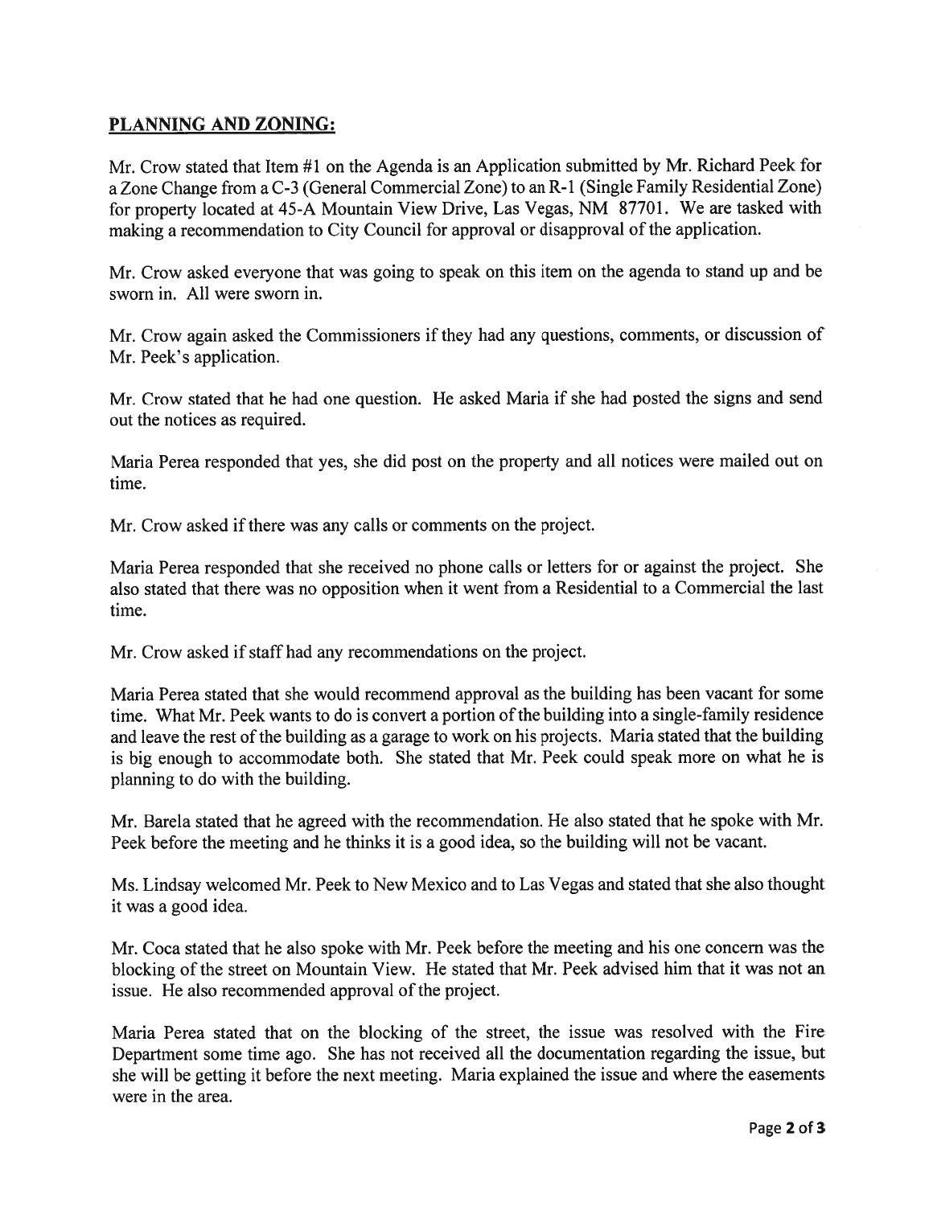## PLANNING AND ZONING:

Mr. Crow stated that Item #1 on the Agenda is an Application submitted by Mr. Richard Peek for a Zone Change from a C-3 (General Commercial Zone) to an R-1 (Single Family Residential Zone) for property located at 45-A Mountain View Drive, Las Vegas, NM 87701. We are tasked with making a recommendation to City Council for approval or disapproval of the application.

Mr. Crow asked everyone that was going to speak on this item on the agenda to stand up and be sworn in. All were sworn in.

Mr. Crow again asked the Commissioners if they had any questions, comments, or discussion of Mr. Peek's application.

Mr. Crow stated that he had one question. He asked Maria if she had posted the signs and send out the notices as required.

Maria Perea responded that yes, she did post on the property and all notices were mailed out on time.

Mr. Crow asked if there was any calls or comments on the project.

Maria Perea responded that she received no phone calls or letters for or against the project. She also stated that there was no opposition when it went from a Residential to a Commercial the last time.

Mr. Crow asked if staff had any recommendations on the project.

Maria Perea stated that she would recommend approval as the building has been vacant for some time. What Mr. Peek wants to do is convert a portion of the building into a single-family residence and leave the rest of the building as a garage to work on his projects. Maria stated that the building is big enough to accommodate both. She stated that Mr. Peek could speak more on what he is planning to do with the building.

Mr. Barela stated that he agreed with the recommendation. He also stated that he spoke with Mr. Peek before the meeting and he thinks it is a good idea, so the building will not be vacant.

Ms. Lindsay welcomed Mr. Peek to New Mexico and to Las Vegas and stated that she also thought it was a good idea.

Mr. Coca stated that he also spoke with Mr. Peek before the meeting and his one concern was the blocking of the street on Mountain View. He stated that Mr. Peek advised him that it was not an issue. He also recommended approval of the project.

Maria Perea stated that on the blocking of the street, the issue was resolved with the Fire Department some time ago. She has not received all the documentation regarding the issue, but she will be getting it before the next meeting. Maria explained the issue and where the easements were in the area.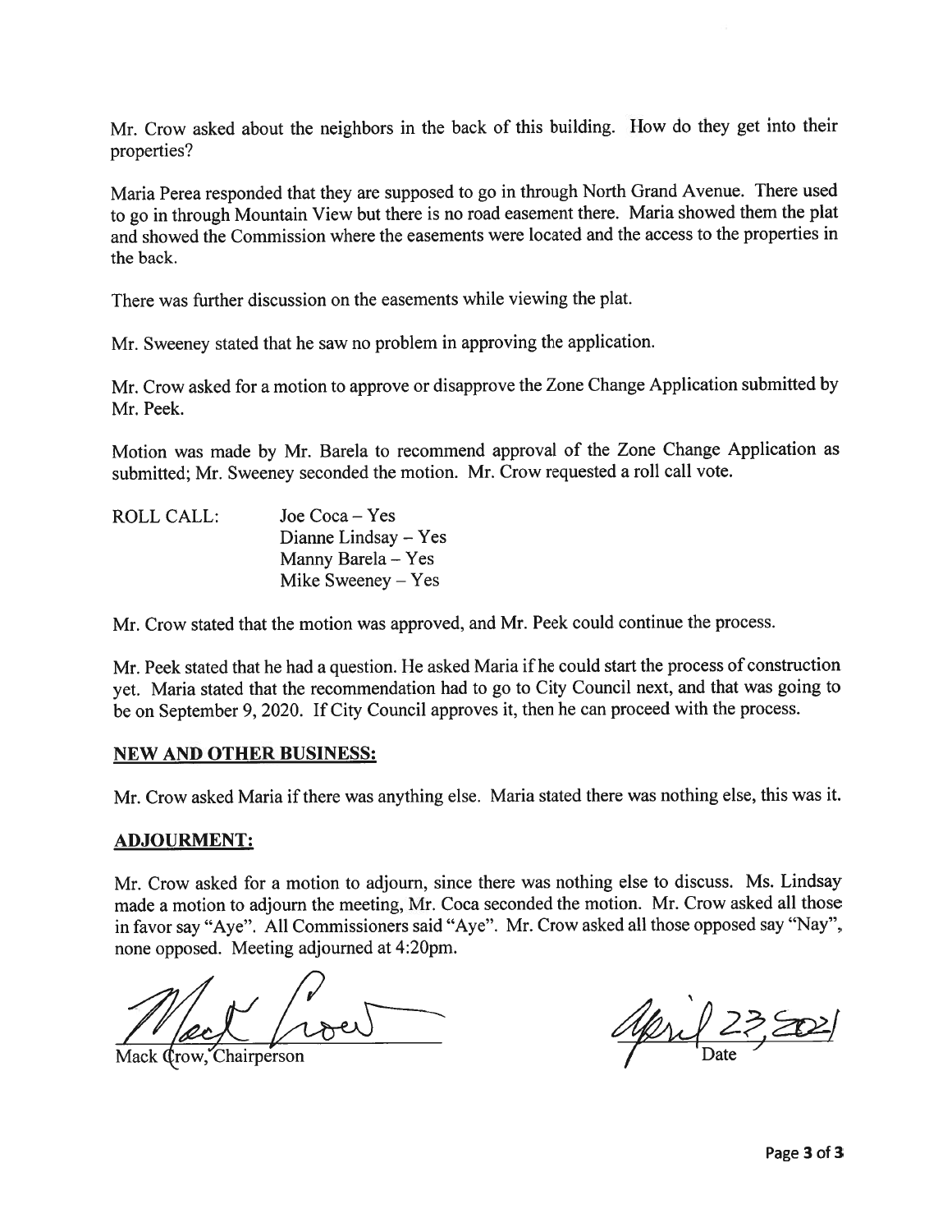Mr. Crow asked about the neighbors in the back of this building. How do they get into their properties?

Maria Perea responded that they are supposed to go in through North Grand Avenue. There used to go in through Mountain View but there is no road easement there. Maria showed them the plat and showed the Commission where the easements were located and the access to the properties in the back.

There was further discussion on the easements while viewing the plat.

Mr. Sweeney stated that he saw no problem in approving the application.

Mr. Crow asked for a motion to approve or disapprove the Zone Change Application submitted by Mr. Peek.

Motion was made by Mr. Barela to recommend approval of the Zone Change Application as submitted; Mr. Sweeney seconded the motion. Mr. Crow requested a roll call vote.

ROLL CALL:
Joe Coca – Yes
Dianne Lindsay – Yes
Manny Barela – Yes
Mike Sweeney – Yes

Mr. Crow stated that the motion was approved, and Mr. Peek could continue the process.

Mr. Peek stated that he had a question. He asked Maria if he could start the process of construction yet. Maria stated that the recommendation had to go to City Council next, and that was going to be on September 9, 2020. If City Council approves it, then he can proceed with the process.

**NEW AND OTHER BUSINESS:**

Mr. Crow asked Maria if there was anything else. Maria stated there was nothing else, this was it.

**ADJOURMENT:**

Mr. Crow asked for a motion to adjourn, since there was nothing else to discuss. Ms. Lindsay made a motion to adjourn the meeting, Mr. Coca seconded the motion. Mr. Crow asked all those in favor say "Aye". All Commissioners said "Aye". Mr. Crow asked all those opposed say "Nay", none opposed. Meeting adjourned at 4:20pm.

Mack Crow, Chairperson

April 23, 2021
Date